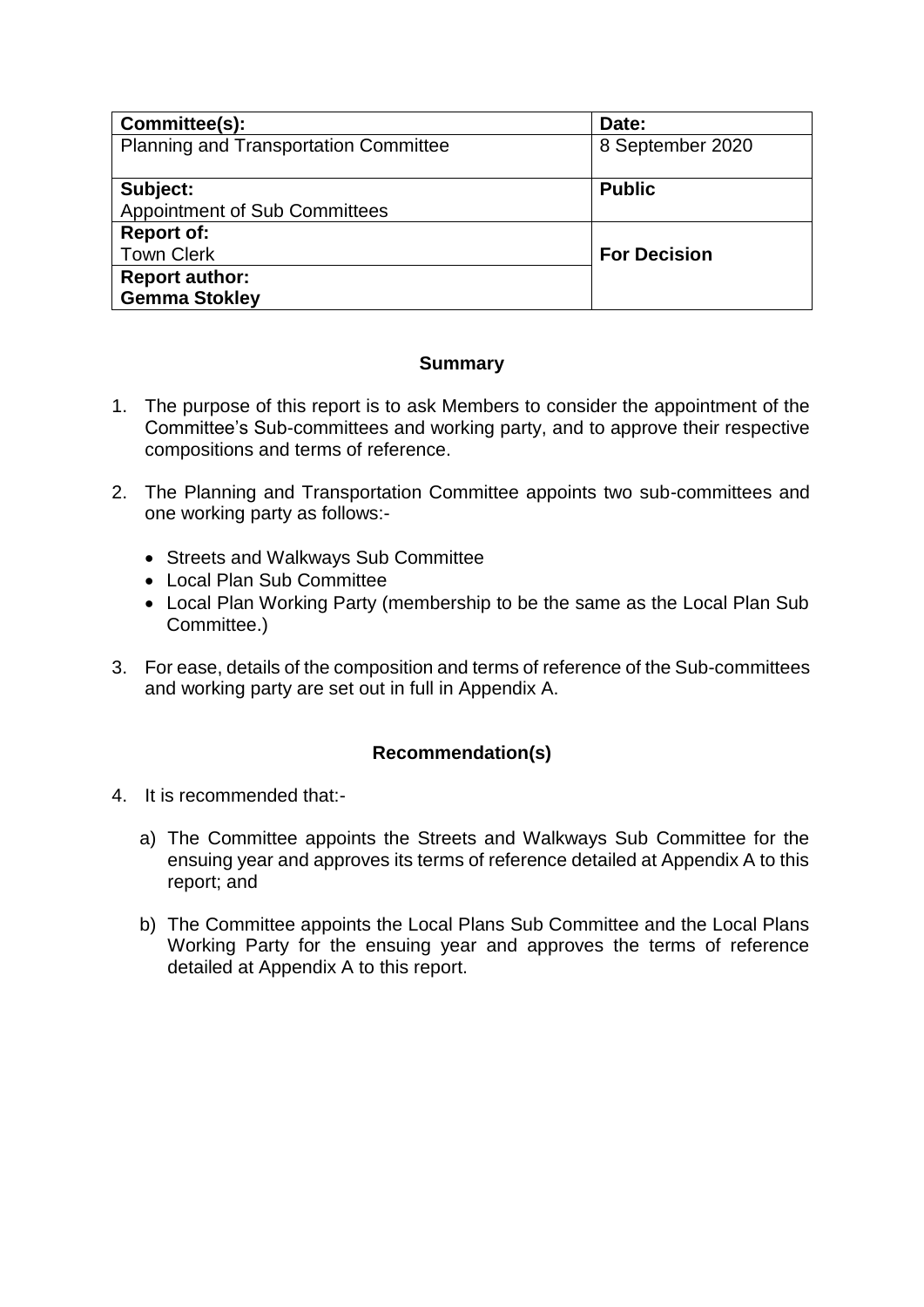| Committee(s): | Date: |
|---|---|
| Planning and Transportation Committee | 8 September 2020 |
| **Subject:**<br>Appointment of Sub Committees | **Public** |
| **Report of:**<br>Town Clerk | **For Decision** |
| **Report author:**<br>**Gemma Stokley** | |

## Summary

1. The purpose of this report is to ask Members to consider the appointment of the Committee's Sub-committees and working party, and to approve their respective compositions and terms of reference.

2. The Planning and Transportation Committee appoints two sub-committees and one working party as follows:-

   - Streets and Walkways Sub Committee
   - Local Plan Sub Committee
   - Local Plan Working Party (membership to be the same as the Local Plan Sub Committee.)

3. For ease, details of the composition and terms of reference of the Sub-committees and working party are set out in full in Appendix A.

## Recommendation(s)

4. It is recommended that:-

   a) The Committee appoints the Streets and Walkways Sub Committee for the ensuing year and approves its terms of reference detailed at Appendix A to this report; and

   b) The Committee appoints the Local Plans Sub Committee and the Local Plans Working Party for the ensuing year and approves the terms of reference detailed at Appendix A to this report.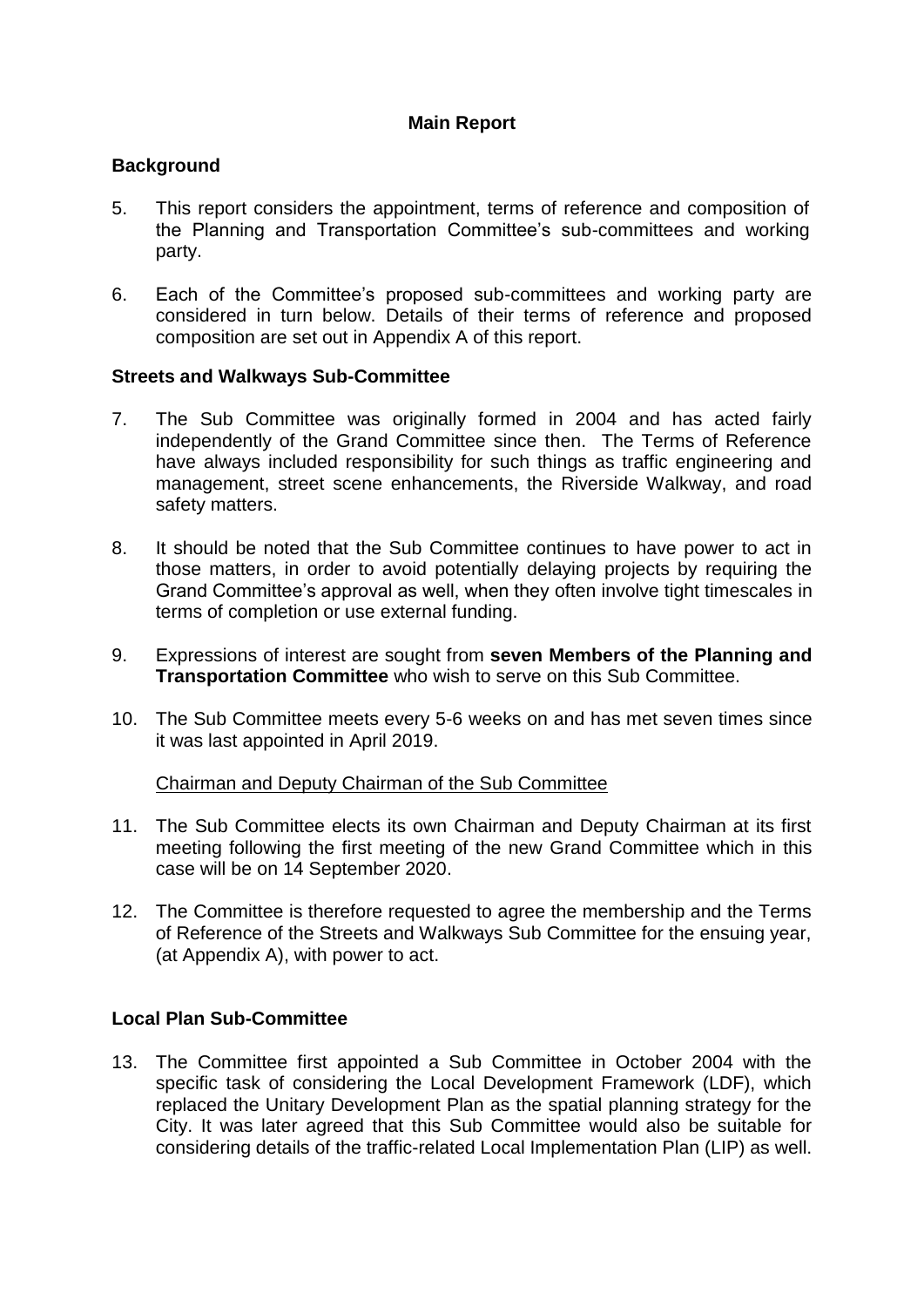## Main Report

### Background

5. This report considers the appointment, terms of reference and composition of the Planning and Transportation Committee's sub-committees and working party.

6. Each of the Committee's proposed sub-committees and working party are considered in turn below. Details of their terms of reference and proposed composition are set out in Appendix A of this report.

### Streets and Walkways Sub-Committee

7. The Sub Committee was originally formed in 2004 and has acted fairly independently of the Grand Committee since then. The Terms of Reference have always included responsibility for such things as traffic engineering and management, street scene enhancements, the Riverside Walkway, and road safety matters.

8. It should be noted that the Sub Committee continues to have power to act in those matters, in order to avoid potentially delaying projects by requiring the Grand Committee's approval as well, when they often involve tight timescales in terms of completion or use external funding.

9. Expressions of interest are sought from **seven Members of the Planning and Transportation Committee** who wish to serve on this Sub Committee.

10. The Sub Committee meets every 5-6 weeks on and has met seven times since it was last appointed in April 2019.

Chairman and Deputy Chairman of the Sub Committee

11. The Sub Committee elects its own Chairman and Deputy Chairman at its first meeting following the first meeting of the new Grand Committee which in this case will be on 14 September 2020.

12. The Committee is therefore requested to agree the membership and the Terms of Reference of the Streets and Walkways Sub Committee for the ensuing year, (at Appendix A), with power to act.

### Local Plan Sub-Committee

13. The Committee first appointed a Sub Committee in October 2004 with the specific task of considering the Local Development Framework (LDF), which replaced the Unitary Development Plan as the spatial planning strategy for the City. It was later agreed that this Sub Committee would also be suitable for considering details of the traffic-related Local Implementation Plan (LIP) as well.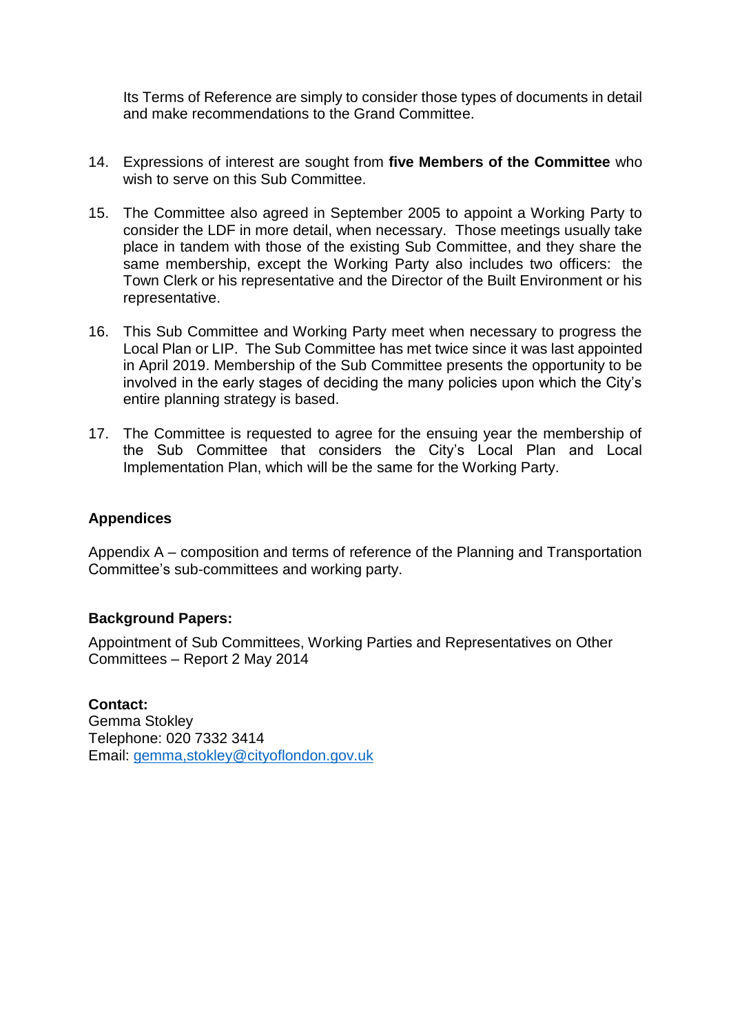Its Terms of Reference are simply to consider those types of documents in detail and make recommendations to the Grand Committee.

14. Expressions of interest are sought from **five Members of the Committee** who wish to serve on this Sub Committee.

15. The Committee also agreed in September 2005 to appoint a Working Party to consider the LDF in more detail, when necessary. Those meetings usually take place in tandem with those of the existing Sub Committee, and they share the same membership, except the Working Party also includes two officers: the Town Clerk or his representative and the Director of the Built Environment or his representative.

16. This Sub Committee and Working Party meet when necessary to progress the Local Plan or LIP. The Sub Committee has met twice since it was last appointed in April 2019. Membership of the Sub Committee presents the opportunity to be involved in the early stages of deciding the many policies upon which the City's entire planning strategy is based.

17. The Committee is requested to agree for the ensuing year the membership of the Sub Committee that considers the City's Local Plan and Local Implementation Plan, which will be the same for the Working Party.

**Appendices**

Appendix A – composition and terms of reference of the Planning and Transportation Committee's sub-committees and working party.

**Background Papers:**

Appointment of Sub Committees, Working Parties and Representatives on Other Committees – Report 2 May 2014

**Contact:**
Gemma Stokley
Telephone: 020 7332 3414
Email: gemma,stokley@cityoflondon.gov.uk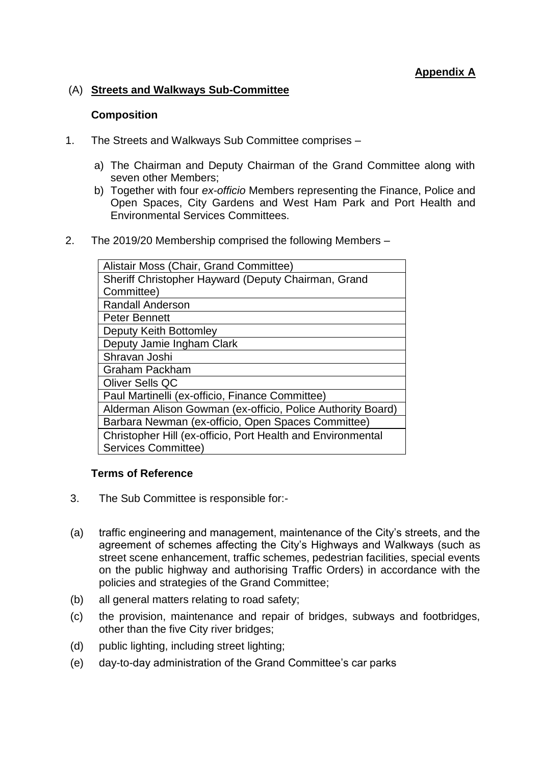**Appendix A**

## (A) **Streets and Walkways Sub-Committee**

### **Composition**

1. The Streets and Walkways Sub Committee comprises –

   a) The Chairman and Deputy Chairman of the Grand Committee along with seven other Members;
   
   b) Together with four *ex-officio* Members representing the Finance, Police and Open Spaces, City Gardens and West Ham Park and Port Health and Environmental Services Committees.

2. The 2019/20 Membership comprised the following Members –

| Alistair Moss (Chair, Grand Committee) |
|---|
| Sheriff Christopher Hayward (Deputy Chairman, Grand Committee) |
| Randall Anderson |
| Peter Bennett |
| Deputy Keith Bottomley |
| Deputy Jamie Ingham Clark |
| Shravan Joshi |
| Graham Packham |
| Oliver Sells QC |
| Paul Martinelli (ex-officio, Finance Committee) |
| Alderman Alison Gowman (ex-officio, Police Authority Board) |
| Barbara Newman (ex-officio, Open Spaces Committee) |
| Christopher Hill (ex-officio, Port Health and Environmental Services Committee) |

### **Terms of Reference**

3. The Sub Committee is responsible for:-

(a) traffic engineering and management, maintenance of the City's streets, and the agreement of schemes affecting the City's Highways and Walkways (such as street scene enhancement, traffic schemes, pedestrian facilities, special events on the public highway and authorising Traffic Orders) in accordance with the policies and strategies of the Grand Committee;

(b) all general matters relating to road safety;

(c) the provision, maintenance and repair of bridges, subways and footbridges, other than the five City river bridges;

(d) public lighting, including street lighting;

(e) day-to-day administration of the Grand Committee's car parks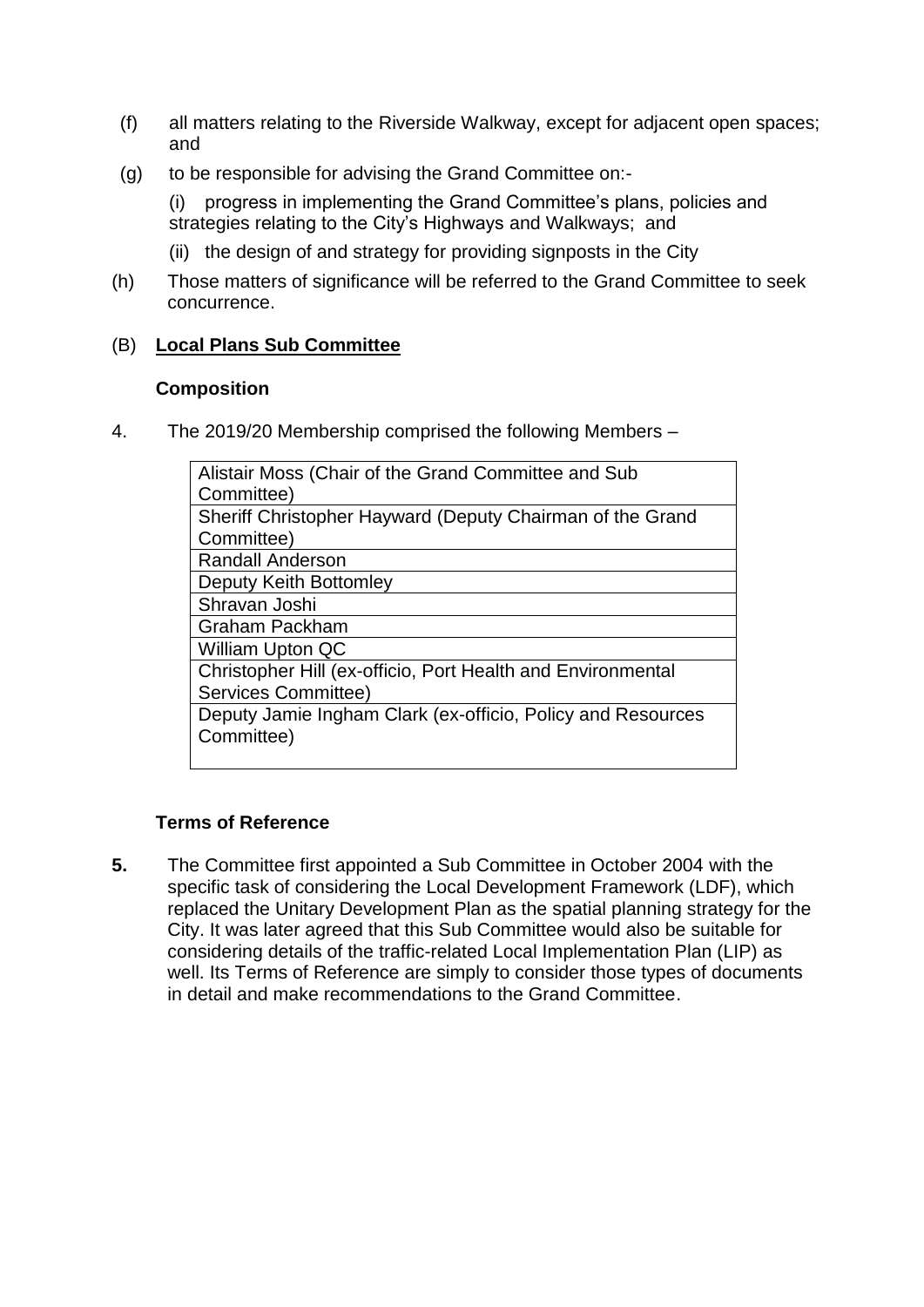(f) all matters relating to the Riverside Walkway, except for adjacent open spaces; and

(g) to be responsible for advising the Grand Committee on:-

(i) progress in implementing the Grand Committee's plans, policies and strategies relating to the City's Highways and Walkways; and

(ii) the design of and strategy for providing signposts in the City

(h) Those matters of significance will be referred to the Grand Committee to seek concurrence.

## (B) Local Plans Sub Committee

### Composition

4. The 2019/20 Membership comprised the following Members –

| |
|---|
| Alistair Moss (Chair of the Grand Committee and Sub Committee) |
| Sheriff Christopher Hayward (Deputy Chairman of the Grand Committee) |
| Randall Anderson |
| Deputy Keith Bottomley |
| Shravan Joshi |
| Graham Packham |
| William Upton QC |
| Christopher Hill (ex-officio, Port Health and Environmental Services Committee) |
| Deputy Jamie Ingham Clark (ex-officio, Policy and Resources Committee) |

### Terms of Reference

**5.** The Committee first appointed a Sub Committee in October 2004 with the specific task of considering the Local Development Framework (LDF), which replaced the Unitary Development Plan as the spatial planning strategy for the City. It was later agreed that this Sub Committee would also be suitable for considering details of the traffic-related Local Implementation Plan (LIP) as well. Its Terms of Reference are simply to consider those types of documents in detail and make recommendations to the Grand Committee.